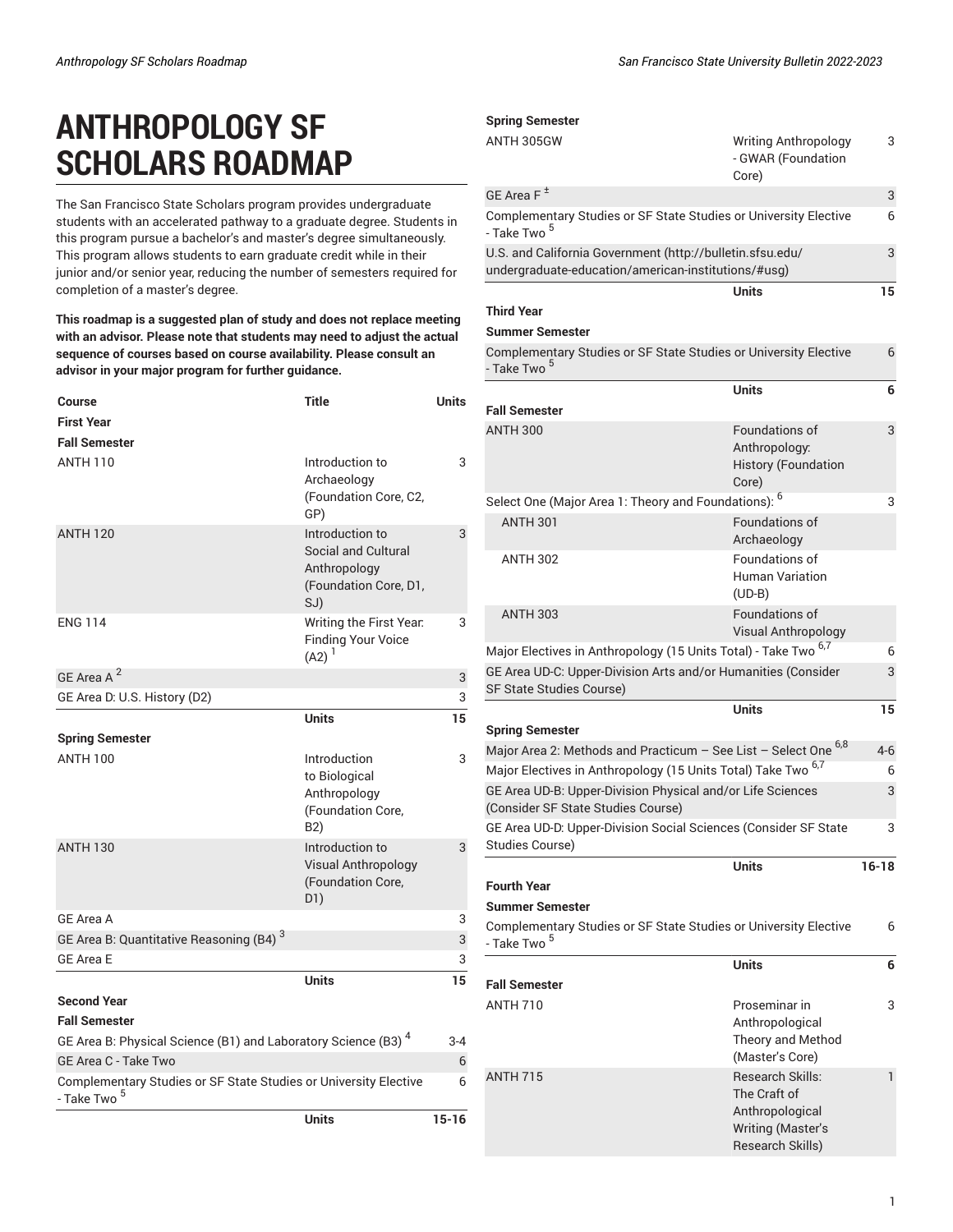# ANTHROPOLOGY SF SCHOLARS ROADMAP

The San Francisco State Scholars program provides undergraduate students with an accelerated pathway to a graduate degree. Students in this program pursue a bachelor's and master's degree simultaneously. This program allows students to earn graduate credit while in their junior and/or senior year, reducing the number of semesters required for completion of a master's degree.

**This roadmap is a suggested plan of study and does not replace meeting with an advisor. Please note that students may need to adjust the actual sequence of courses based on course availability. Please consult an advisor in your major program for further guidance.**

| Course | Title | Units |
|---|---|---|
| **First Year** | | |
| **Fall Semester** | | |
| ANTH 110 | Introduction to Archaeology (Foundation Core, C2, GP) | 3 |
| ANTH 120 | Introduction to Social and Cultural Anthropology (Foundation Core, D1, SJ) | 3 |
| ENG 114 | Writing the First Year: Finding Your Voice (A2) [1] | 3 |
| GE Area A [2] | | 3 |
| GE Area D: U.S. History (D2) | | 3 |
| | **Units** | **15** |
| **Spring Semester** | | |
| ANTH 100 | Introduction to Biological Anthropology (Foundation Core, B2) | 3 |
| ANTH 130 | Introduction to Visual Anthropology (Foundation Core, D1) | 3 |
| GE Area A | | 3 |
| GE Area B: Quantitative Reasoning (B4) [3] | | 3 |
| GE Area E | | 3 |
| | **Units** | **15** |
| **Second Year** | | |
| **Fall Semester** | | |
| GE Area B: Physical Science (B1) and Laboratory Science (B3) [4] | | 3-4 |
| GE Area C - Take Two | | 6 |
| Complementary Studies or SF State Studies or University Elective - Take Two [5] | | 6 |
| | **Units** | **15-16** |
| **Spring Semester** | | |
| ANTH 305GW | Writing Anthropology - GWAR (Foundation Core) | 3 |
| GE Area F [±] | | 3 |
| Complementary Studies or SF State Studies or University Elective - Take Two [5] | | 6 |
| U.S. and California Government (http://bulletin.sfsu.edu/undergraduate-education/american-institutions/#usg) | | 3 |
| | **Units** | **15** |
| **Third Year** | | |
| **Summer Semester** | | |
| Complementary Studies or SF State Studies or University Elective - Take Two [5] | | 6 |
| | **Units** | **6** |
| **Fall Semester** | | |
| ANTH 300 | Foundations of Anthropology: History (Foundation Core) | 3 |
| Select One (Major Area 1: Theory and Foundations): [6] | | 3 |
| ANTH 301 | Foundations of Archaeology | |
| ANTH 302 | Foundations of Human Variation (UD-B) | |
| ANTH 303 | Foundations of Visual Anthropology | |
| Major Electives in Anthropology (15 Units Total) - Take Two [6,7] | | 6 |
| GE Area UD-C: Upper-Division Arts and/or Humanities (Consider SF State Studies Course) | | 3 |
| | **Units** | **15** |
| **Spring Semester** | | |
| Major Area 2: Methods and Practicum – See List – Select One [6,8] | | 4-6 |
| Major Electives in Anthropology (15 Units Total) Take Two [6,7] | | 6 |
| GE Area UD-B: Upper-Division Physical and/or Life Sciences (Consider SF State Studies Course) | | 3 |
| GE Area UD-D: Upper-Division Social Sciences (Consider SF State Studies Course) | | 3 |
| | **Units** | **16-18** |
| **Fourth Year** | | |
| **Summer Semester** | | |
| Complementary Studies or SF State Studies or University Elective - Take Two [5] | | 6 |
| | **Units** | **6** |
| **Fall Semester** | | |
| ANTH 710 | Proseminar in Anthropological Theory and Method (Master's Core) | 3 |
| ANTH 715 | Research Skills: The Craft of Anthropological Writing (Master's Research Skills) | 1 |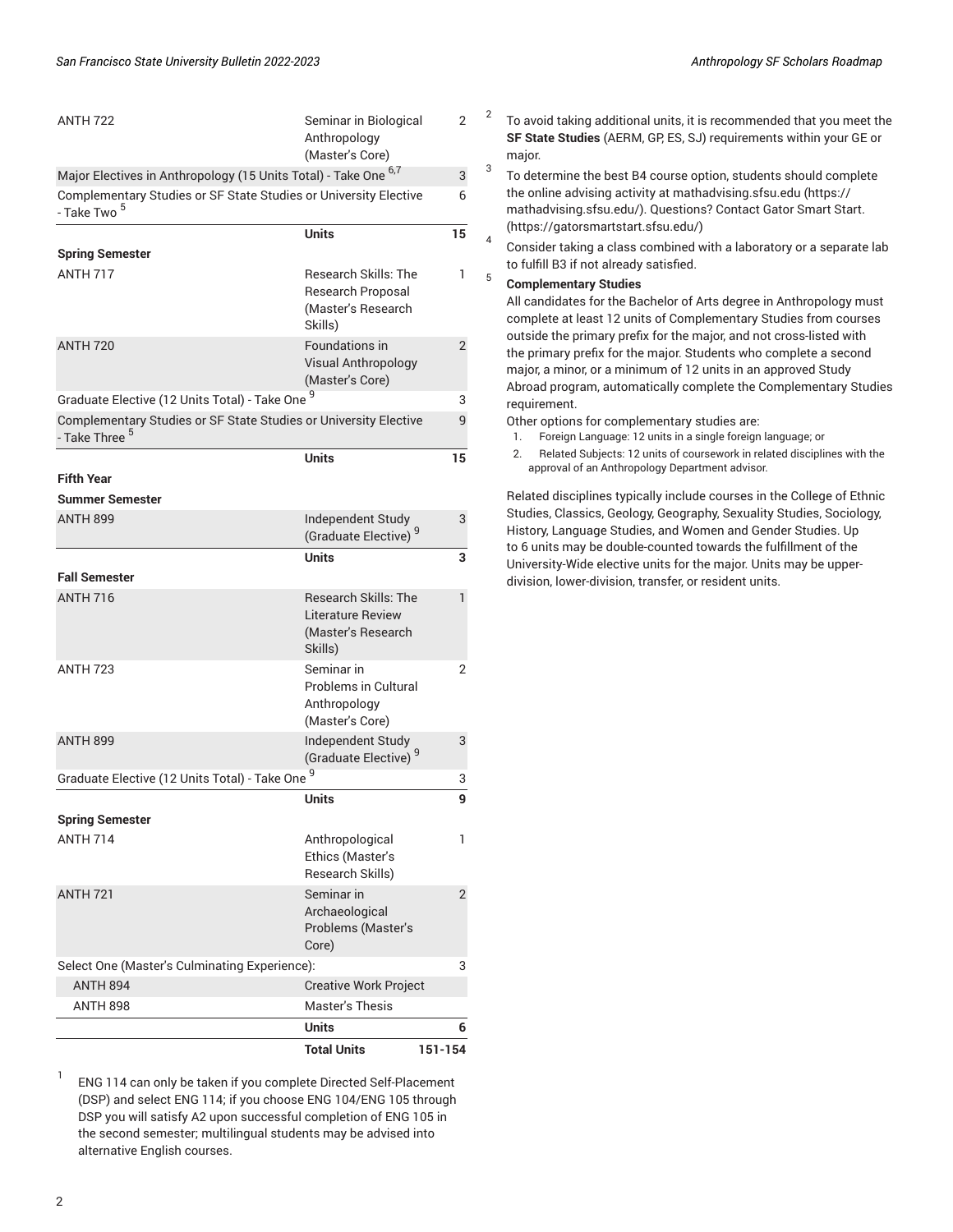| Course | Title | Units |
|---|---|---|
| ANTH 722 | Seminar in Biological Anthropology (Master's Core) | 2 |
| Major Electives in Anthropology (15 Units Total) - Take One [6,7] | | 3 |
| Complementary Studies or SF State Studies or University Elective - Take Two [5] | | 6 |
| | **Units** | **15** |
| **Spring Semester** | | |
| ANTH 717 | Research Skills: The Research Proposal (Master's Research Skills) | 1 |
| ANTH 720 | Foundations in Visual Anthropology (Master's Core) | 2 |
| Graduate Elective (12 Units Total) - Take One [9] | | 3 |
| Complementary Studies or SF State Studies or University Elective - Take Three [5] | | 9 |
| | **Units** | **15** |
| **Fifth Year** | | |
| **Summer Semester** | | |
| ANTH 899 | Independent Study (Graduate Elective) [9] | 3 |
| | **Units** | **3** |
| **Fall Semester** | | |
| ANTH 716 | Research Skills: The Literature Review (Master's Research Skills) | 1 |
| ANTH 723 | Seminar in Problems in Cultural Anthropology (Master's Core) | 2 |
| ANTH 899 | Independent Study (Graduate Elective) [9] | 3 |
| Graduate Elective (12 Units Total) - Take One [9] | | 3 |
| | **Units** | **9** |
| **Spring Semester** | | |
| ANTH 714 | Anthropological Ethics (Master's Research Skills) | 1 |
| ANTH 721 | Seminar in Archaeological Problems (Master's Core) | 2 |
| Select One (Master's Culminating Experience): | | 3 |
| ANTH 894 | Creative Work Project | |
| ANTH 898 | Master's Thesis | |
| | **Units** | **6** |
| | **Total Units** | **151-154** |

1. ENG 114 can only be taken if you complete Directed Self-Placement (DSP) and select ENG 114; if you choose ENG 104/ENG 105 through DSP you will satisfy A2 upon successful completion of ENG 105 in the second semester; multilingual students may be advised into alternative English courses.

2. To avoid taking additional units, it is recommended that you meet the **SF State Studies** (AERM, GP, ES, SJ) requirements within your GE or major.

3. To determine the best B4 course option, students should complete the online advising activity at mathadvising.sfsu.edu (https://mathadvising.sfsu.edu/). Questions? Contact Gator Smart Start. (https://gatorsmartstart.sfsu.edu/)

4. Consider taking a class combined with a laboratory or a separate lab to fulfill B3 if not already satisfied.

5. **Complementary Studies**

   All candidates for the Bachelor of Arts degree in Anthropology must complete at least 12 units of Complementary Studies from courses outside the primary prefix for the major, and not cross-listed with the primary prefix for the major. Students who complete a second major, a minor, or a minimum of 12 units in an approved Study Abroad program, automatically complete the Complementary Studies requirement.

   Other options for complementary studies are:

   1. Foreign Language: 12 units in a single foreign language; or
   2. Related Subjects: 12 units of coursework in related disciplines with the approval of an Anthropology Department advisor.

   Related disciplines typically include courses in the College of Ethnic Studies, Classics, Geology, Geography, Sexuality Studies, Sociology, History, Language Studies, and Women and Gender Studies. Up to 6 units may be double-counted towards the fulfillment of the University-Wide elective units for the major. Units may be upper-division, lower-division, transfer, or resident units.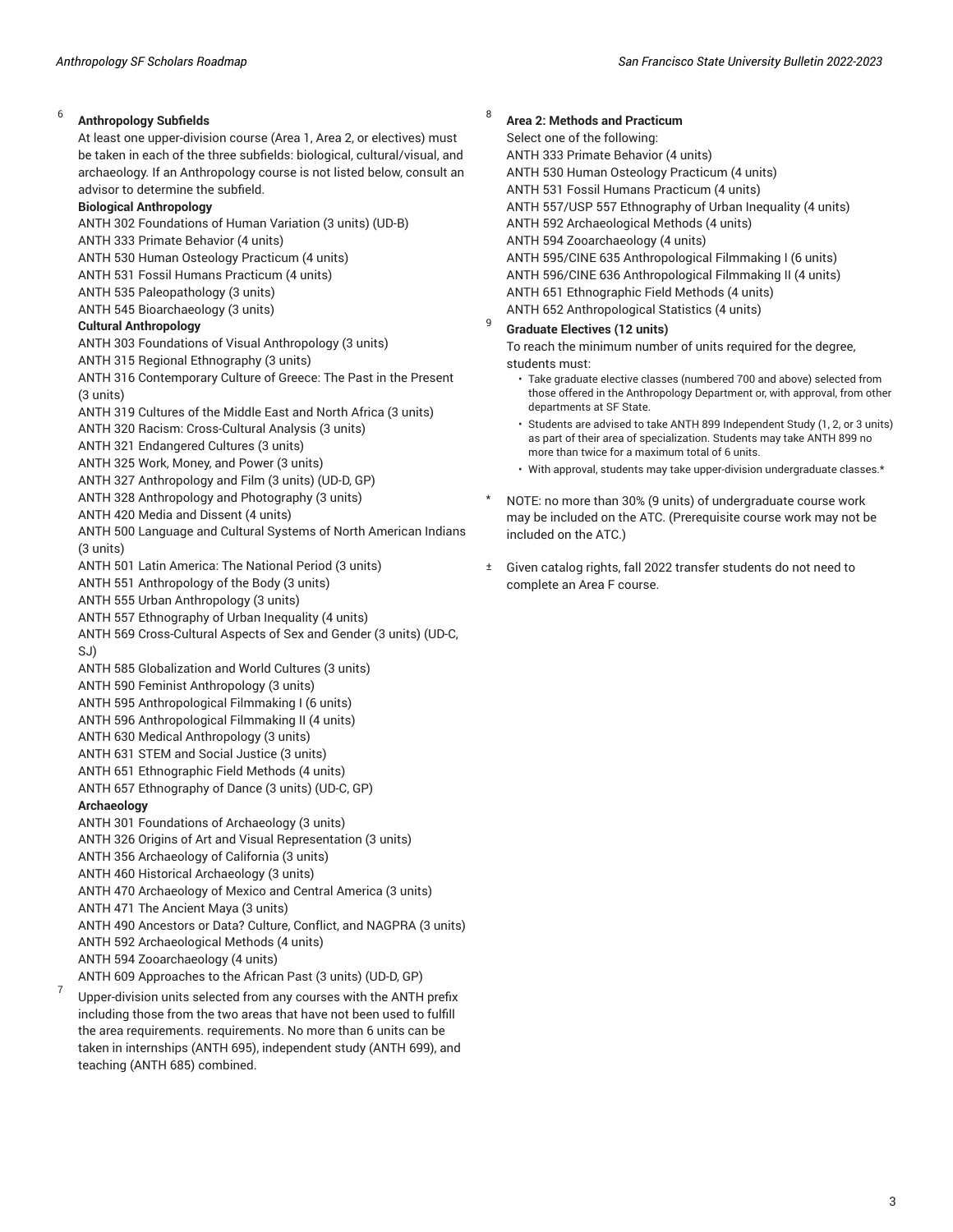6 **Anthropology Subfields**

At least one upper-division course (Area 1, Area 2, or electives) must be taken in each of the three subfields: biological, cultural/visual, and archaeology. If an Anthropology course is not listed below, consult an advisor to determine the subfield.

**Biological Anthropology**

ANTH 302 Foundations of Human Variation (3 units) (UD-B)
ANTH 333 Primate Behavior (4 units)
ANTH 530 Human Osteology Practicum (4 units)
ANTH 531 Fossil Humans Practicum (4 units)
ANTH 535 Paleopathology (3 units)
ANTH 545 Bioarchaeology (3 units)

**Cultural Anthropology**

ANTH 303 Foundations of Visual Anthropology (3 units)
ANTH 315 Regional Ethnography (3 units)
ANTH 316 Contemporary Culture of Greece: The Past in the Present (3 units)
ANTH 319 Cultures of the Middle East and North Africa (3 units)
ANTH 320 Racism: Cross-Cultural Analysis (3 units)
ANTH 321 Endangered Cultures (3 units)
ANTH 325 Work, Money, and Power (3 units)
ANTH 327 Anthropology and Film (3 units) (UD-D, GP)
ANTH 328 Anthropology and Photography (3 units)
ANTH 420 Media and Dissent (4 units)
ANTH 500 Language and Cultural Systems of North American Indians (3 units)
ANTH 501 Latin America: The National Period (3 units)
ANTH 551 Anthropology of the Body (3 units)
ANTH 555 Urban Anthropology (3 units)
ANTH 557 Ethnography of Urban Inequality (4 units)
ANTH 569 Cross-Cultural Aspects of Sex and Gender (3 units) (UD-C, SJ)
ANTH 585 Globalization and World Cultures (3 units)
ANTH 590 Feminist Anthropology (3 units)
ANTH 595 Anthropological Filmmaking I (6 units)
ANTH 596 Anthropological Filmmaking II (4 units)
ANTH 630 Medical Anthropology (3 units)
ANTH 631 STEM and Social Justice (3 units)
ANTH 651 Ethnographic Field Methods (4 units)
ANTH 657 Ethnography of Dance (3 units) (UD-C, GP)

**Archaeology**

ANTH 301 Foundations of Archaeology (3 units)
ANTH 326 Origins of Art and Visual Representation (3 units)
ANTH 356 Archaeology of California (3 units)
ANTH 460 Historical Archaeology (3 units)
ANTH 470 Archaeology of Mexico and Central America (3 units)
ANTH 471 The Ancient Maya (3 units)
ANTH 490 Ancestors or Data? Culture, Conflict, and NAGPRA (3 units)
ANTH 592 Archaeological Methods (4 units)
ANTH 594 Zooarchaeology (4 units)
ANTH 609 Approaches to the African Past (3 units) (UD-D, GP)

7 Upper-division units selected from any courses with the ANTH prefix including those from the two areas that have not been used to fulfill the area requirements. requirements. No more than 6 units can be taken in internships (ANTH 695), independent study (ANTH 699), and teaching (ANTH 685) combined.

8 **Area 2: Methods and Practicum**

Select one of the following:
ANTH 333 Primate Behavior (4 units)
ANTH 530 Human Osteology Practicum (4 units)
ANTH 531 Fossil Humans Practicum (4 units)
ANTH 557/USP 557 Ethnography of Urban Inequality (4 units)
ANTH 592 Archaeological Methods (4 units)
ANTH 594 Zooarchaeology (4 units)
ANTH 595/CINE 635 Anthropological Filmmaking I (6 units)
ANTH 596/CINE 636 Anthropological Filmmaking II (4 units)
ANTH 651 Ethnographic Field Methods (4 units)
ANTH 652 Anthropological Statistics (4 units)

9 **Graduate Electives (12 units)**

To reach the minimum number of units required for the degree, students must:

- Take graduate elective classes (numbered 700 and above) selected from those offered in the Anthropology Department or, with approval, from other departments at SF State.
- Students are advised to take ANTH 899 Independent Study (1, 2, or 3 units) as part of their area of specialization. Students may take ANTH 899 no more than twice for a maximum total of 6 units.
- With approval, students may take upper-division undergraduate classes.*

\* NOTE: no more than 30% (9 units) of undergraduate course work may be included on the ATC. (Prerequisite course work may not be included on the ATC.)

± Given catalog rights, fall 2022 transfer students do not need to complete an Area F course.